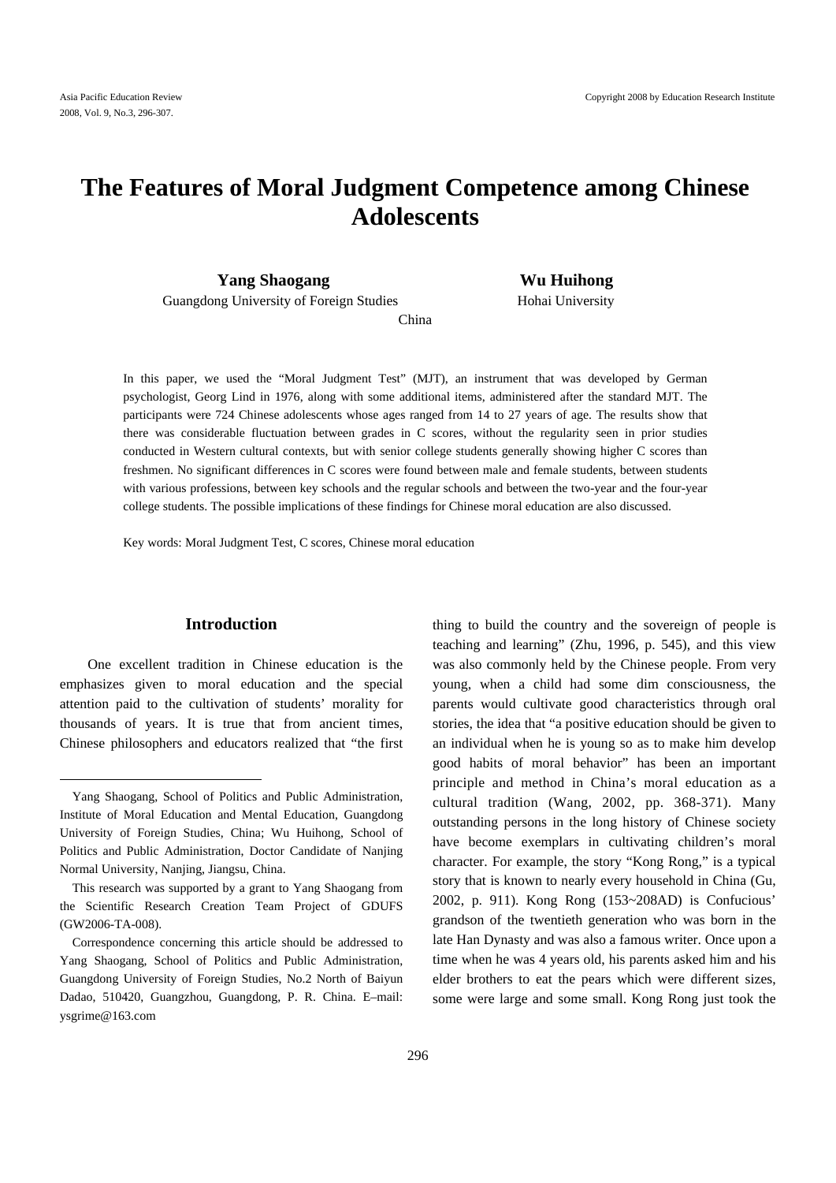# The Features of Moral Judgment Competence among Chinese Adolescents

**Yang Shaogang**
Guangdong University of Foreign Studies

**Wu Huihong**
Hohai University

China

In this paper, we used the "Moral Judgment Test" (MJT), an instrument that was developed by German psychologist, Georg Lind in 1976, along with some additional items, administered after the standard MJT. The participants were 724 Chinese adolescents whose ages ranged from 14 to 27 years of age. The results show that there was considerable fluctuation between grades in C scores, without the regularity seen in prior studies conducted in Western cultural contexts, but with senior college students generally showing higher C scores than freshmen. No significant differences in C scores were found between male and female students, between students with various professions, between key schools and the regular schools and between the two-year and the four-year college students. The possible implications of these findings for Chinese moral education are also discussed.

Key words: Moral Judgment Test, C scores, Chinese moral education

## Introduction

One excellent tradition in Chinese education is the emphasizes given to moral education and the special attention paid to the cultivation of students' morality for thousands of years. It is true that from ancient times, Chinese philosophers and educators realized that "the first thing to build the country and the sovereign of people is teaching and learning" (Zhu, 1996, p. 545), and this view was also commonly held by the Chinese people. From very young, when a child had some dim consciousness, the parents would cultivate good characteristics through oral stories, the idea that "a positive education should be given to an individual when he is young so as to make him develop good habits of moral behavior" has been an important principle and method in China's moral education as a cultural tradition (Wang, 2002, pp. 368-371). Many outstanding persons in the long history of Chinese society have become exemplars in cultivating children's moral character. For example, the story "Kong Rong," is a typical story that is known to nearly every household in China (Gu, 2002, p. 911). Kong Rong (153~208AD) is Confucious' grandson of the twentieth generation who was born in the late Han Dynasty and was also a famous writer. Once upon a time when he was 4 years old, his parents asked him and his elder brothers to eat the pears which were different sizes, some were large and some small. Kong Rong just took the

---

Yang Shaogang, School of Politics and Public Administration, Institute of Moral Education and Mental Education, Guangdong University of Foreign Studies, China; Wu Huihong, School of Politics and Public Administration, Doctor Candidate of Nanjing Normal University, Nanjing, Jiangsu, China.

This research was supported by a grant to Yang Shaogang from the Scientific Research Creation Team Project of GDUFS (GW2006-TA-008).

Correspondence concerning this article should be addressed to Yang Shaogang, School of Politics and Public Administration, Guangdong University of Foreign Studies, No.2 North of Baiyun Dadao, 510420, Guangzhou, Guangdong, P. R. China. E–mail: ysgrime@163.com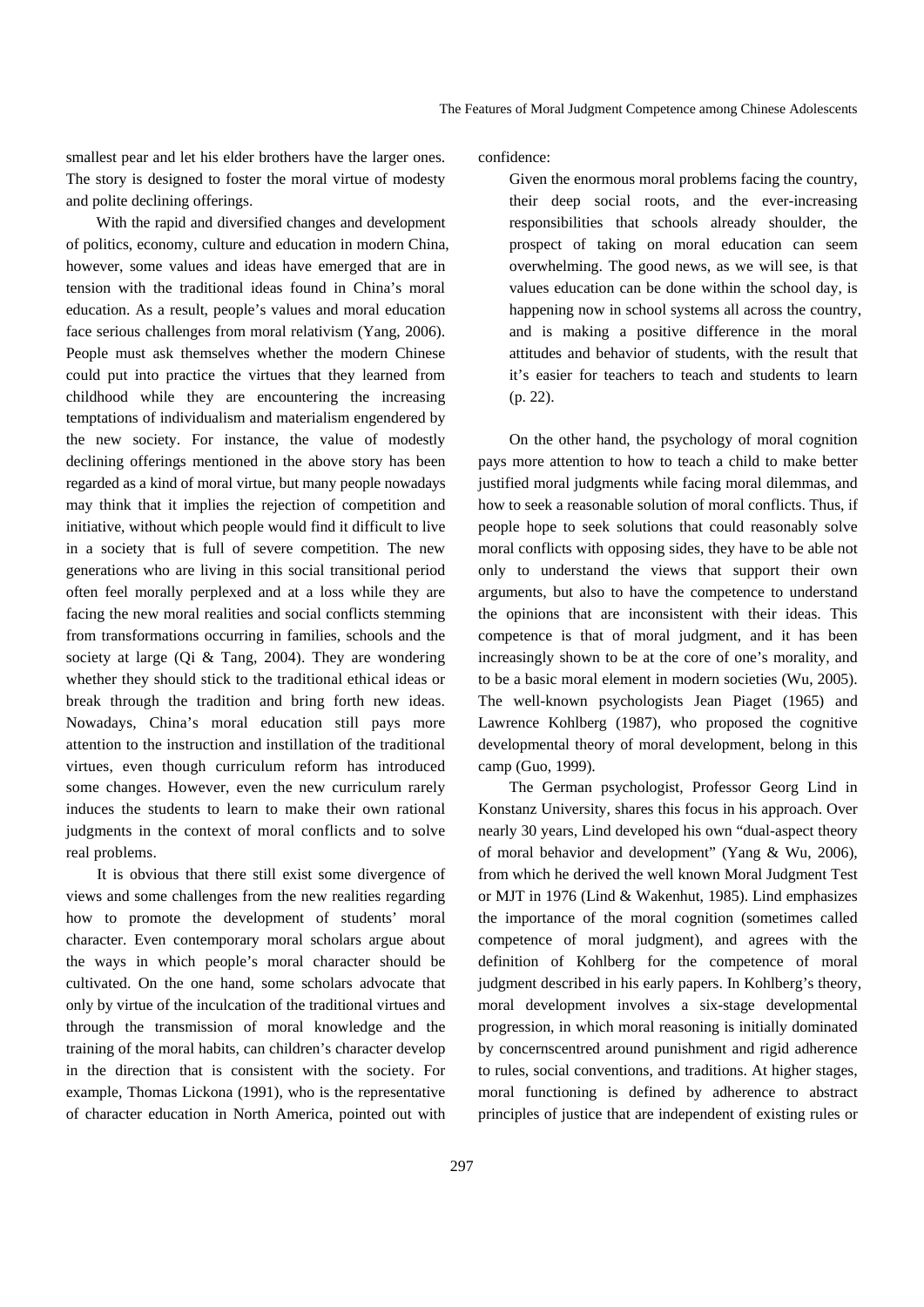smallest pear and let his elder brothers have the larger ones. The story is designed to foster the moral virtue of modesty and polite declining offerings.

With the rapid and diversified changes and development of politics, economy, culture and education in modern China, however, some values and ideas have emerged that are in tension with the traditional ideas found in China's moral education. As a result, people's values and moral education face serious challenges from moral relativism (Yang, 2006). People must ask themselves whether the modern Chinese could put into practice the virtues that they learned from childhood while they are encountering the increasing temptations of individualism and materialism engendered by the new society. For instance, the value of modestly declining offerings mentioned in the above story has been regarded as a kind of moral virtue, but many people nowadays may think that it implies the rejection of competition and initiative, without which people would find it difficult to live in a society that is full of severe competition. The new generations who are living in this social transitional period often feel morally perplexed and at a loss while they are facing the new moral realities and social conflicts stemming from transformations occurring in families, schools and the society at large (Qi & Tang, 2004). They are wondering whether they should stick to the traditional ethical ideas or break through the tradition and bring forth new ideas. Nowadays, China's moral education still pays more attention to the instruction and instillation of the traditional virtues, even though curriculum reform has introduced some changes. However, even the new curriculum rarely induces the students to learn to make their own rational judgments in the context of moral conflicts and to solve real problems.

It is obvious that there still exist some divergence of views and some challenges from the new realities regarding how to promote the development of students' moral character. Even contemporary moral scholars argue about the ways in which people's moral character should be cultivated. On the one hand, some scholars advocate that only by virtue of the inculcation of the traditional virtues and through the transmission of moral knowledge and the training of the moral habits, can children's character develop in the direction that is consistent with the society. For example, Thomas Lickona (1991), who is the representative of character education in North America, pointed out with confidence:

> Given the enormous moral problems facing the country, their deep social roots, and the ever-increasing responsibilities that schools already shoulder, the prospect of taking on moral education can seem overwhelming. The good news, as we will see, is that values education can be done within the school day, is happening now in school systems all across the country, and is making a positive difference in the moral attitudes and behavior of students, with the result that it's easier for teachers to teach and students to learn (p. 22).

On the other hand, the psychology of moral cognition pays more attention to how to teach a child to make better justified moral judgments while facing moral dilemmas, and how to seek a reasonable solution of moral conflicts. Thus, if people hope to seek solutions that could reasonably solve moral conflicts with opposing sides, they have to be able not only to understand the views that support their own arguments, but also to have the competence to understand the opinions that are inconsistent with their ideas. This competence is that of moral judgment, and it has been increasingly shown to be at the core of one's morality, and to be a basic moral element in modern societies (Wu, 2005). The well-known psychologists Jean Piaget (1965) and Lawrence Kohlberg (1987), who proposed the cognitive developmental theory of moral development, belong in this camp (Guo, 1999).

The German psychologist, Professor Georg Lind in Konstanz University, shares this focus in his approach. Over nearly 30 years, Lind developed his own "dual-aspect theory of moral behavior and development" (Yang & Wu, 2006), from which he derived the well known Moral Judgment Test or MJT in 1976 (Lind & Wakenhut, 1985). Lind emphasizes the importance of the moral cognition (sometimes called competence of moral judgment), and agrees with the definition of Kohlberg for the competence of moral judgment described in his early papers. In Kohlberg's theory, moral development involves a six-stage developmental progression, in which moral reasoning is initially dominated by concernscentred around punishment and rigid adherence to rules, social conventions, and traditions. At higher stages, moral functioning is defined by adherence to abstract principles of justice that are independent of existing rules or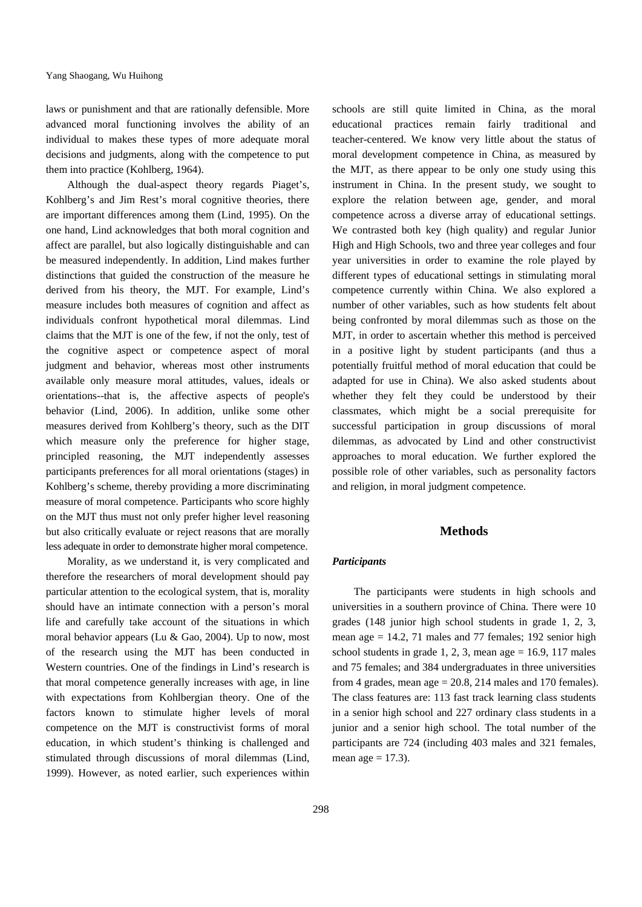laws or punishment and that are rationally defensible. More advanced moral functioning involves the ability of an individual to makes these types of more adequate moral decisions and judgments, along with the competence to put them into practice (Kohlberg, 1964).

Although the dual-aspect theory regards Piaget's, Kohlberg's and Jim Rest's moral cognitive theories, there are important differences among them (Lind, 1995). On the one hand, Lind acknowledges that both moral cognition and affect are parallel, but also logically distinguishable and can be measured independently. In addition, Lind makes further distinctions that guided the construction of the measure he derived from his theory, the MJT. For example, Lind's measure includes both measures of cognition and affect as individuals confront hypothetical moral dilemmas. Lind claims that the MJT is one of the few, if not the only, test of the cognitive aspect or competence aspect of moral judgment and behavior, whereas most other instruments available only measure moral attitudes, values, ideals or orientations--that is, the affective aspects of people's behavior (Lind, 2006). In addition, unlike some other measures derived from Kohlberg's theory, such as the DIT which measure only the preference for higher stage, principled reasoning, the MJT independently assesses participants preferences for all moral orientations (stages) in Kohlberg's scheme, thereby providing a more discriminating measure of moral competence. Participants who score highly on the MJT thus must not only prefer higher level reasoning but also critically evaluate or reject reasons that are morally less adequate in order to demonstrate higher moral competence.

Morality, as we understand it, is very complicated and therefore the researchers of moral development should pay particular attention to the ecological system, that is, morality should have an intimate connection with a person's moral life and carefully take account of the situations in which moral behavior appears (Lu & Gao, 2004). Up to now, most of the research using the MJT has been conducted in Western countries. One of the findings in Lind's research is that moral competence generally increases with age, in line with expectations from Kohlbergian theory. One of the factors known to stimulate higher levels of moral competence on the MJT is constructivist forms of moral education, in which student's thinking is challenged and stimulated through discussions of moral dilemmas (Lind, 1999). However, as noted earlier, such experiences within schools are still quite limited in China, as the moral educational practices remain fairly traditional and teacher-centered. We know very little about the status of moral development competence in China, as measured by the MJT, as there appear to be only one study using this instrument in China. In the present study, we sought to explore the relation between age, gender, and moral competence across a diverse array of educational settings. We contrasted both key (high quality) and regular Junior High and High Schools, two and three year colleges and four year universities in order to examine the role played by different types of educational settings in stimulating moral competence currently within China. We also explored a number of other variables, such as how students felt about being confronted by moral dilemmas such as those on the MJT, in order to ascertain whether this method is perceived in a positive light by student participants (and thus a potentially fruitful method of moral education that could be adapted for use in China). We also asked students about whether they felt they could be understood by their classmates, which might be a social prerequisite for successful participation in group discussions of moral dilemmas, as advocated by Lind and other constructivist approaches to moral education. We further explored the possible role of other variables, such as personality factors and religion, in moral judgment competence.

## Methods

### *Participants*

The participants were students in high schools and universities in a southern province of China. There were 10 grades (148 junior high school students in grade 1, 2, 3, mean age = 14.2, 71 males and 77 females; 192 senior high school students in grade 1, 2, 3, mean age = 16.9, 117 males and 75 females; and 384 undergraduates in three universities from 4 grades, mean age = 20.8, 214 males and 170 females). The class features are: 113 fast track learning class students in a senior high school and 227 ordinary class students in a junior and a senior high school. The total number of the participants are 724 (including 403 males and 321 females, mean age = 17.3).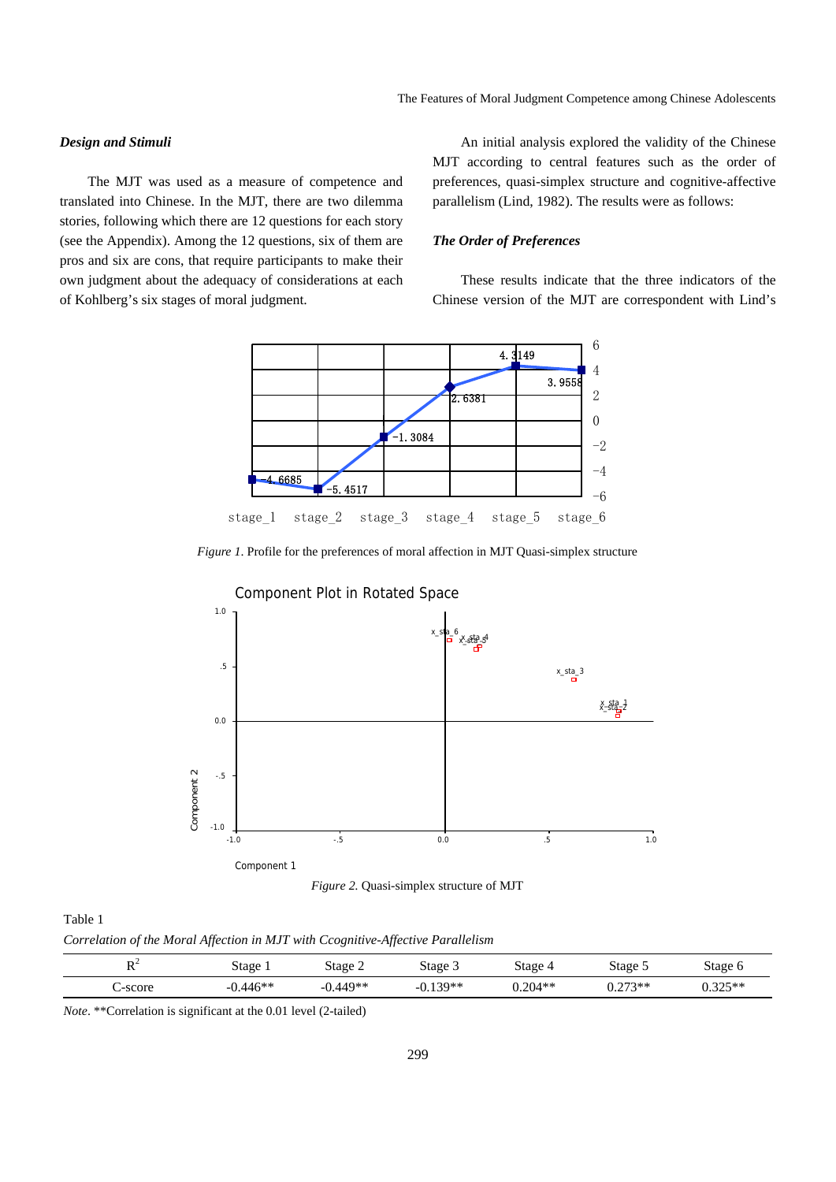### *Design and Stimuli*

The MJT was used as a measure of competence and translated into Chinese. In the MJT, there are two dilemma stories, following which there are 12 questions for each story (see the Appendix). Among the 12 questions, six of them are pros and six are cons, that require participants to make their own judgment about the adequacy of considerations at each of Kohlberg's six stages of moral judgment.

An initial analysis explored the validity of the Chinese MJT according to central features such as the order of preferences, quasi-simplex structure and cognitive-affective parallelism (Lind, 1982). The results were as follows:

### *The Order of Preferences*

These results indicate that the three indicators of the Chinese version of the MJT are correspondent with Lind's

*Figure 1*. Profile for the preferences of moral affection in MJT Quasi-simplex structure

*Figure 2.* Quasi-simplex structure of MJT

Table 1

*Correlation of the Moral Affection in MJT with Ccognitive-Affective Parallelism*

| $R^2$ | Stage 1 | Stage 2 | Stage 3 | Stage 4 | Stage 5 | Stage 6 |
|---|---|---|---|---|---|---|
| C-score | -0.446** | -0.449** | -0.139** | 0.204** | 0.273** | 0.325** |

*Note*. **Correlation is significant at the 0.01 level (2-tailed)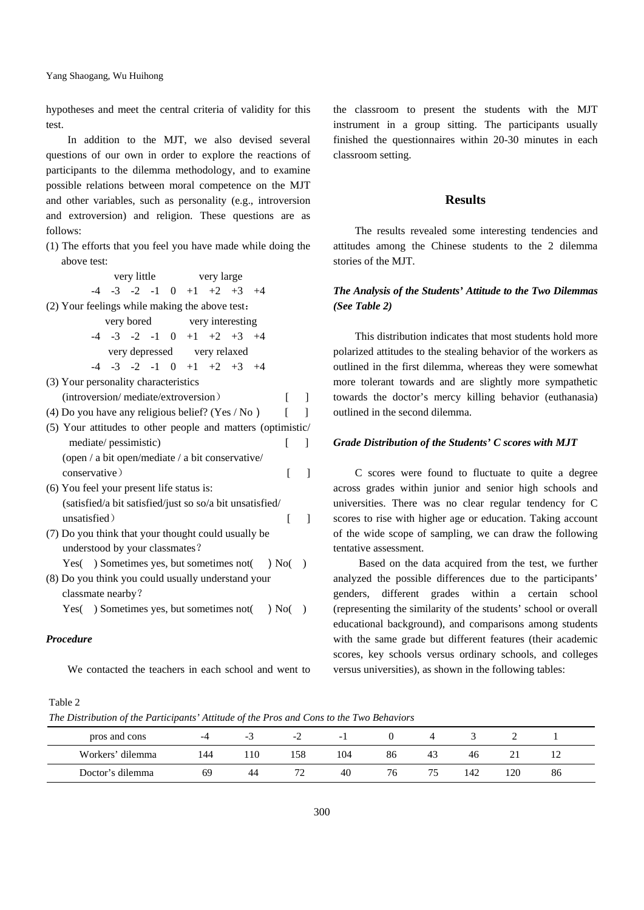hypotheses and meet the central criteria of validity for this test.

In addition to the MJT, we also devised several questions of our own in order to explore the reactions of participants to the dilemma methodology, and to examine possible relations between moral competence on the MJT and other variables, such as personality (e.g., introversion and extroversion) and religion. These questions are as follows:

(1) The efforts that you feel you have made while doing the above test:

very little　　　very large

-4 -3 -2 -1 0 +1 +2 +3 +4

(2) Your feelings while making the above test：

very bored　　　very interesting

-4 -3 -2 -1 0 +1 +2 +3 +4

very depressed　　　very relaxed

-4 -3 -2 -1 0 +1 +2 +3 +4

(3) Your personality characteristics (introversion/ mediate/extroversion） [ ]

(4) Do you have any religious belief? (Yes / No ) [ ]

(5) Your attitudes to other people and matters (optimistic/ mediate/ pessimistic) [ ]
(open / a bit open/mediate / a bit conservative/ conservative） [ ]

(6) You feel your present life status is:
(satisfied/a bit satisfied/just so so/a bit unsatisfied/ unsatisfied） [ ]

(7) Do you think that your thought could usually be understood by your classmates？
Yes( ) Sometimes yes, but sometimes not( ) No( )

(8) Do you think you could usually understand your classmate nearby？
Yes( ) Sometimes yes, but sometimes not( ) No( )

### *Procedure*

We contacted the teachers in each school and went to the classroom to present the students with the MJT instrument in a group sitting. The participants usually finished the questionnaires within 20-30 minutes in each classroom setting.

## Results

The results revealed some interesting tendencies and attitudes among the Chinese students to the 2 dilemma stories of the MJT.

### *The Analysis of the Students' Attitude to the Two Dilemmas (See Table 2)*

This distribution indicates that most students hold more polarized attitudes to the stealing behavior of the workers as outlined in the first dilemma, whereas they were somewhat more tolerant towards and are slightly more sympathetic towards the doctor's mercy killing behavior (euthanasia) outlined in the second dilemma.

### *Grade Distribution of the Students' C scores with MJT*

C scores were found to fluctuate to quite a degree across grades within junior and senior high schools and universities. There was no clear regular tendency for C scores to rise with higher age or education. Taking account of the wide scope of sampling, we can draw the following tentative assessment.

Based on the data acquired from the test, we further analyzed the possible differences due to the participants' genders, different grades within a certain school (representing the similarity of the students' school or overall educational background), and comparisons among students with the same grade but different features (their academic scores, key schools versus ordinary schools, and colleges versus universities), as shown in the following tables:

Table 2

*The Distribution of the Participants' Attitude of the Pros and Cons to the Two Behaviors*

| pros and cons | -4 | -3 | -2 | -1 | 0 | 4 | 3 | 2 | 1 |
|---|---|---|---|---|---|---|---|---|---|
| Workers' dilemma | 144 | 110 | 158 | 104 | 86 | 43 | 46 | 21 | 12 |
| Doctor's dilemma | 69 | 44 | 72 | 40 | 76 | 75 | 142 | 120 | 86 |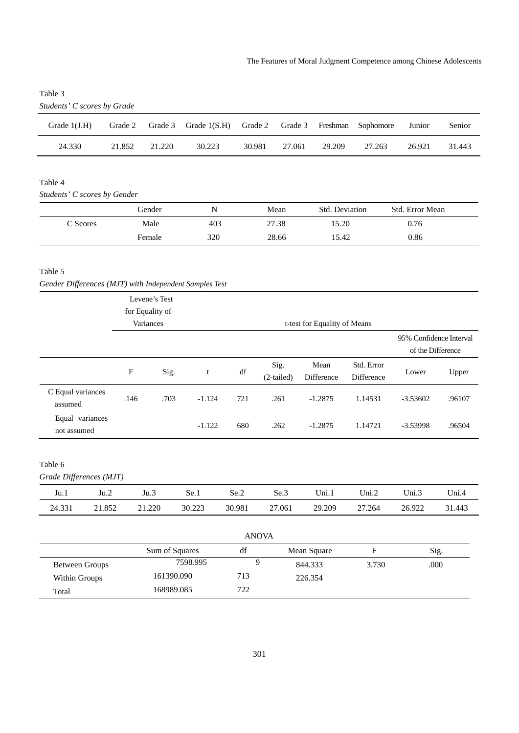Table 3

*Students' C scores by Grade*

| Grade 1(J.H) | Grade 2 | Grade 3 | Grade 1(S.H) | Grade 2 | Grade 3 | Freshman | Sophomore | Junior | Senior |
|---|---|---|---|---|---|---|---|---|---|
| 24.330 | 21.852 | 21.220 | 30.223 | 30.981 | 27.061 | 29.209 | 27.263 | 26.921 | 31.443 |

Table 4

*Students' C scores by Gender*

| | Gender | N | Mean | Std. Deviation | Std. Error Mean |
|---|---|---|---|---|---|
| C Scores | Male | 403 | 27.38 | 15.20 | 0.76 |
| | Female | 320 | 28.66 | 15.42 | 0.86 |

Table 5

*Gender Differences (MJT) with Independent Samples Test*

| | Levene's Test for Equality of Variances | | t-test for Equality of Means | | | | | | |
|---|---|---|---|---|---|---|---|---|---|
| | | | | | | | | 95% Confidence Interval of the Difference | |
| | F | Sig. | t | df | Sig. (2-tailed) | Mean Difference | Std. Error Difference | Lower | Upper |
| C Equal variances assumed | .146 | .703 | -1.124 | 721 | .261 | -1.2875 | 1.14531 | -3.53602 | .96107 |
| Equal variances not assumed | | | -1.122 | 680 | .262 | -1.2875 | 1.14721 | -3.53998 | .96504 |

Table 6

*Grade Differences (MJT)*

| Ju.1 | Ju.2 | Ju.3 | Se.1 | Se.2 | Se.3 | Uni.1 | Uni.2 | Uni.3 | Uni.4 |
|---|---|---|---|---|---|---|---|---|---|
| 24.331 | 21.852 | 21.220 | 30.223 | 30.981 | 27.061 | 29.209 | 27.264 | 26.922 | 31.443 |

ANOVA

| | Sum of Squares | df | Mean Square | F | Sig. |
|---|---|---|---|---|---|
| Between Groups | 7598.995 | 9 | 844.333 | 3.730 | .000 |
| Within Groups | 161390.090 | 713 | 226.354 | | |
| Total | 168989.085 | 722 | | | |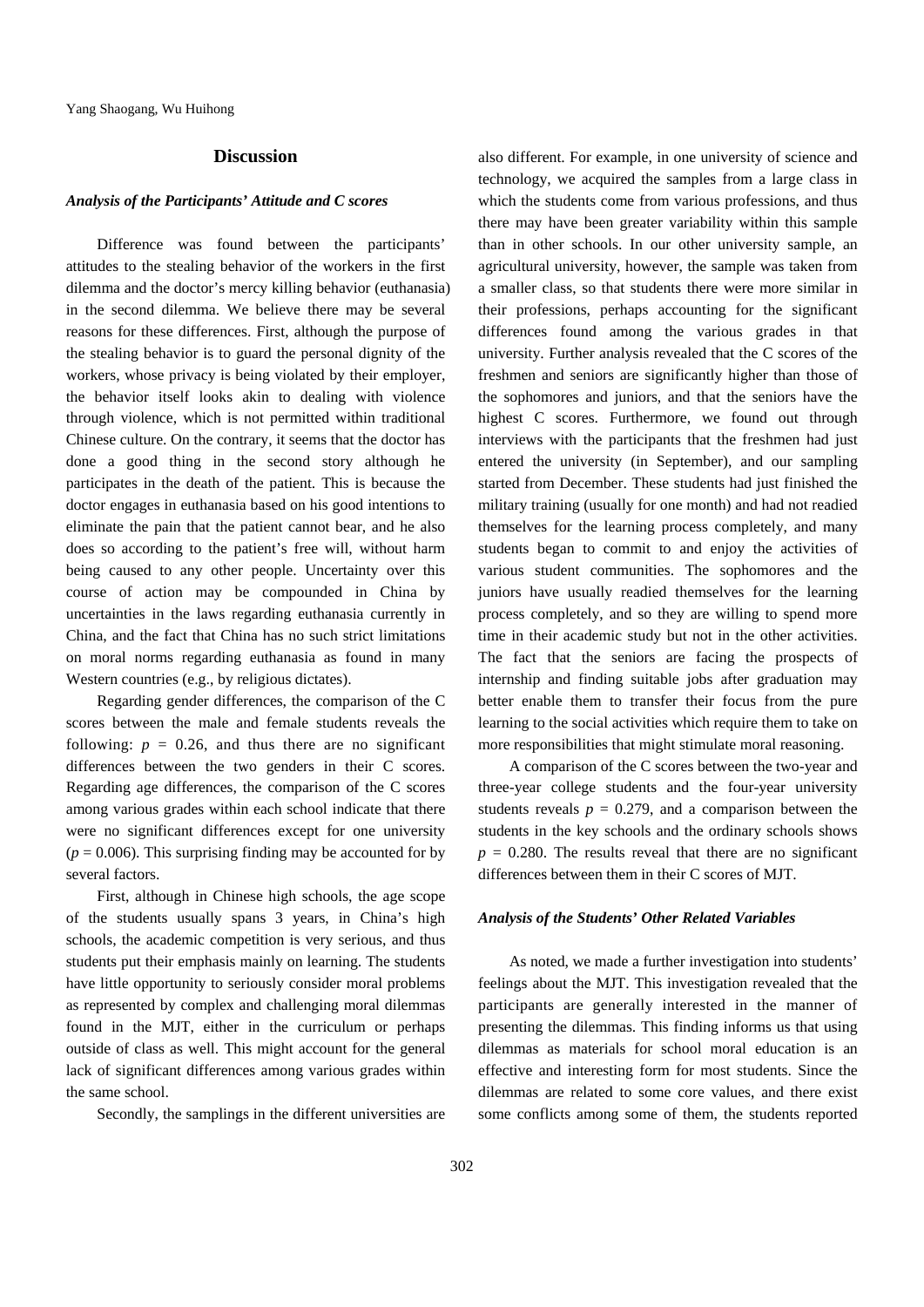## Discussion

### *Analysis of the Participants' Attitude and C scores*

Difference was found between the participants' attitudes to the stealing behavior of the workers in the first dilemma and the doctor's mercy killing behavior (euthanasia) in the second dilemma. We believe there may be several reasons for these differences. First, although the purpose of the stealing behavior is to guard the personal dignity of the workers, whose privacy is being violated by their employer, the behavior itself looks akin to dealing with violence through violence, which is not permitted within traditional Chinese culture. On the contrary, it seems that the doctor has done a good thing in the second story although he participates in the death of the patient. This is because the doctor engages in euthanasia based on his good intentions to eliminate the pain that the patient cannot bear, and he also does so according to the patient's free will, without harm being caused to any other people. Uncertainty over this course of action may be compounded in China by uncertainties in the laws regarding euthanasia currently in China, and the fact that China has no such strict limitations on moral norms regarding euthanasia as found in many Western countries (e.g., by religious dictates).

Regarding gender differences, the comparison of the C scores between the male and female students reveals the following: $p = 0.26$, and thus there are no significant differences between the two genders in their C scores. Regarding age differences, the comparison of the C scores among various grades within each school indicate that there were no significant differences except for one university ($p = 0.006$). This surprising finding may be accounted for by several factors.

First, although in Chinese high schools, the age scope of the students usually spans 3 years, in China's high schools, the academic competition is very serious, and thus students put their emphasis mainly on learning. The students have little opportunity to seriously consider moral problems as represented by complex and challenging moral dilemmas found in the MJT, either in the curriculum or perhaps outside of class as well. This might account for the general lack of significant differences among various grades within the same school.

Secondly, the samplings in the different universities are also different. For example, in one university of science and technology, we acquired the samples from a large class in which the students come from various professions, and thus there may have been greater variability within this sample than in other schools. In our other university sample, an agricultural university, however, the sample was taken from a smaller class, so that students there were more similar in their professions, perhaps accounting for the significant differences found among the various grades in that university. Further analysis revealed that the C scores of the freshmen and seniors are significantly higher than those of the sophomores and juniors, and that the seniors have the highest C scores. Furthermore, we found out through interviews with the participants that the freshmen had just entered the university (in September), and our sampling started from December. These students had just finished the military training (usually for one month) and had not readied themselves for the learning process completely, and many students began to commit to and enjoy the activities of various student communities. The sophomores and the juniors have usually readied themselves for the learning process completely, and so they are willing to spend more time in their academic study but not in the other activities. The fact that the seniors are facing the prospects of internship and finding suitable jobs after graduation may better enable them to transfer their focus from the pure learning to the social activities which require them to take on more responsibilities that might stimulate moral reasoning.

A comparison of the C scores between the two-year and three-year college students and the four-year university students reveals $p = 0.279$, and a comparison between the students in the key schools and the ordinary schools shows $p = 0.280$. The results reveal that there are no significant differences between them in their C scores of MJT.

### *Analysis of the Students' Other Related Variables*

As noted, we made a further investigation into students' feelings about the MJT. This investigation revealed that the participants are generally interested in the manner of presenting the dilemmas. This finding informs us that using dilemmas as materials for school moral education is an effective and interesting form for most students. Since the dilemmas are related to some core values, and there exist some conflicts among some of them, the students reported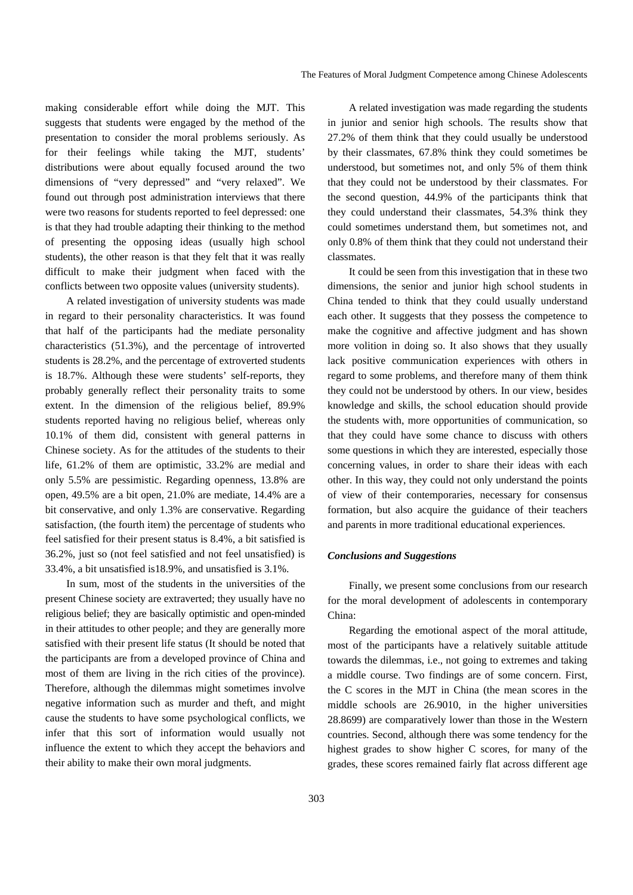making considerable effort while doing the MJT. This suggests that students were engaged by the method of the presentation to consider the moral problems seriously. As for their feelings while taking the MJT, students' distributions were about equally focused around the two dimensions of "very depressed" and "very relaxed". We found out through post administration interviews that there were two reasons for students reported to feel depressed: one is that they had trouble adapting their thinking to the method of presenting the opposing ideas (usually high school students), the other reason is that they felt that it was really difficult to make their judgment when faced with the conflicts between two opposite values (university students).

A related investigation of university students was made in regard to their personality characteristics. It was found that half of the participants had the mediate personality characteristics (51.3%), and the percentage of introverted students is 28.2%, and the percentage of extroverted students is 18.7%. Although these were students' self-reports, they probably generally reflect their personality traits to some extent. In the dimension of the religious belief, 89.9% students reported having no religious belief, whereas only 10.1% of them did, consistent with general patterns in Chinese society. As for the attitudes of the students to their life, 61.2% of them are optimistic, 33.2% are medial and only 5.5% are pessimistic. Regarding openness, 13.8% are open, 49.5% are a bit open, 21.0% are mediate, 14.4% are a bit conservative, and only 1.3% are conservative. Regarding satisfaction, (the fourth item) the percentage of students who feel satisfied for their present status is 8.4%, a bit satisfied is 36.2%, just so (not feel satisfied and not feel unsatisfied) is 33.4%, a bit unsatisfied is18.9%, and unsatisfied is 3.1%.

In sum, most of the students in the universities of the present Chinese society are extraverted; they usually have no religious belief; they are basically optimistic and open-minded in their attitudes to other people; and they are generally more satisfied with their present life status (It should be noted that the participants are from a developed province of China and most of them are living in the rich cities of the province). Therefore, although the dilemmas might sometimes involve negative information such as murder and theft, and might cause the students to have some psychological conflicts, we infer that this sort of information would usually not influence the extent to which they accept the behaviors and their ability to make their own moral judgments.

A related investigation was made regarding the students in junior and senior high schools. The results show that 27.2% of them think that they could usually be understood by their classmates, 67.8% think they could sometimes be understood, but sometimes not, and only 5% of them think that they could not be understood by their classmates. For the second question, 44.9% of the participants think that they could understand their classmates, 54.3% think they could sometimes understand them, but sometimes not, and only 0.8% of them think that they could not understand their classmates.

It could be seen from this investigation that in these two dimensions, the senior and junior high school students in China tended to think that they could usually understand each other. It suggests that they possess the competence to make the cognitive and affective judgment and has shown more volition in doing so. It also shows that they usually lack positive communication experiences with others in regard to some problems, and therefore many of them think they could not be understood by others. In our view, besides knowledge and skills, the school education should provide the students with, more opportunities of communication, so that they could have some chance to discuss with others some questions in which they are interested, especially those concerning values, in order to share their ideas with each other. In this way, they could not only understand the points of view of their contemporaries, necessary for consensus formation, but also acquire the guidance of their teachers and parents in more traditional educational experiences.

### *Conclusions and Suggestions*

Finally, we present some conclusions from our research for the moral development of adolescents in contemporary China:

Regarding the emotional aspect of the moral attitude, most of the participants have a relatively suitable attitude towards the dilemmas, i.e., not going to extremes and taking a middle course. Two findings are of some concern. First, the C scores in the MJT in China (the mean scores in the middle schools are 26.9010, in the higher universities 28.8699) are comparatively lower than those in the Western countries. Second, although there was some tendency for the highest grades to show higher C scores, for many of the grades, these scores remained fairly flat across different age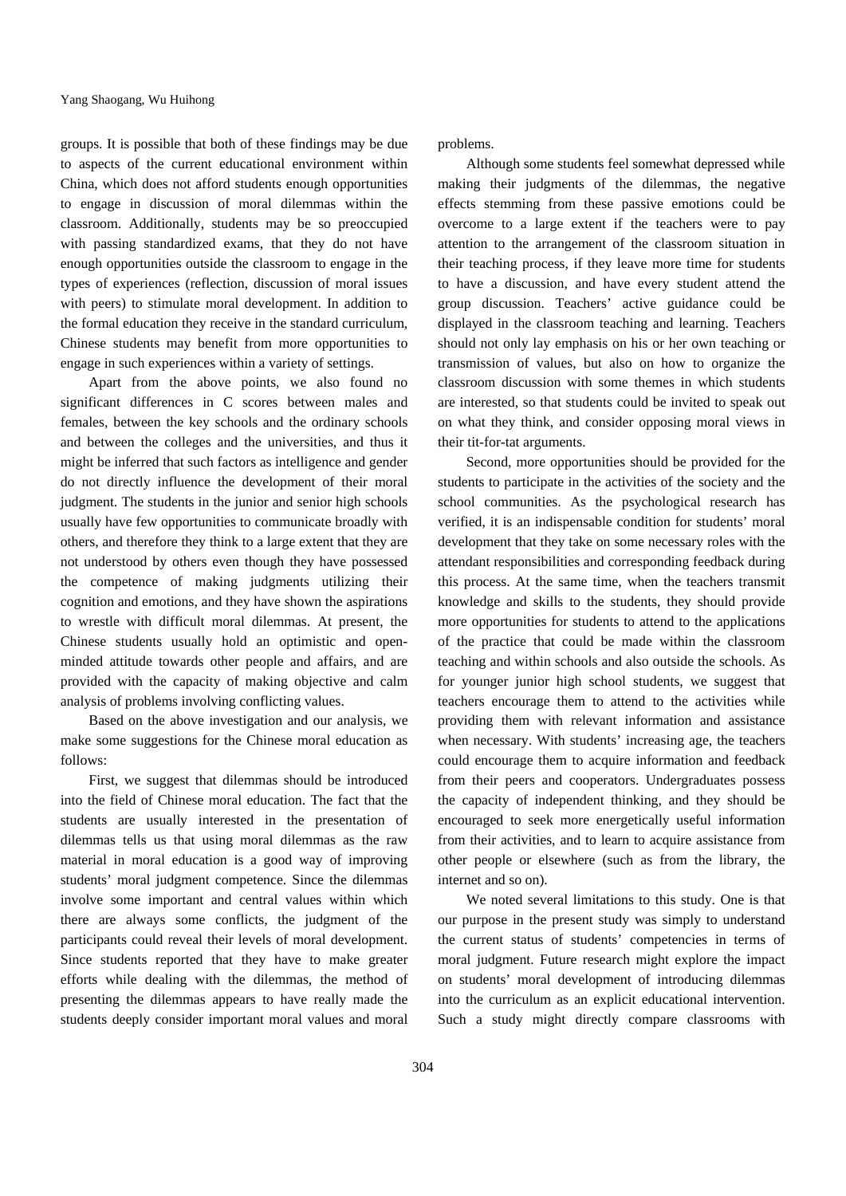groups. It is possible that both of these findings may be due to aspects of the current educational environment within China, which does not afford students enough opportunities to engage in discussion of moral dilemmas within the classroom. Additionally, students may be so preoccupied with passing standardized exams, that they do not have enough opportunities outside the classroom to engage in the types of experiences (reflection, discussion of moral issues with peers) to stimulate moral development. In addition to the formal education they receive in the standard curriculum, Chinese students may benefit from more opportunities to engage in such experiences within a variety of settings.

Apart from the above points, we also found no significant differences in C scores between males and females, between the key schools and the ordinary schools and between the colleges and the universities, and thus it might be inferred that such factors as intelligence and gender do not directly influence the development of their moral judgment. The students in the junior and senior high schools usually have few opportunities to communicate broadly with others, and therefore they think to a large extent that they are not understood by others even though they have possessed the competence of making judgments utilizing their cognition and emotions, and they have shown the aspirations to wrestle with difficult moral dilemmas. At present, the Chinese students usually hold an optimistic and open-minded attitude towards other people and affairs, and are provided with the capacity of making objective and calm analysis of problems involving conflicting values.

Based on the above investigation and our analysis, we make some suggestions for the Chinese moral education as follows:

First, we suggest that dilemmas should be introduced into the field of Chinese moral education. The fact that the students are usually interested in the presentation of dilemmas tells us that using moral dilemmas as the raw material in moral education is a good way of improving students' moral judgment competence. Since the dilemmas involve some important and central values within which there are always some conflicts, the judgment of the participants could reveal their levels of moral development. Since students reported that they have to make greater efforts while dealing with the dilemmas, the method of presenting the dilemmas appears to have really made the students deeply consider important moral values and moral problems.

Although some students feel somewhat depressed while making their judgments of the dilemmas, the negative effects stemming from these passive emotions could be overcome to a large extent if the teachers were to pay attention to the arrangement of the classroom situation in their teaching process, if they leave more time for students to have a discussion, and have every student attend the group discussion. Teachers' active guidance could be displayed in the classroom teaching and learning. Teachers should not only lay emphasis on his or her own teaching or transmission of values, but also on how to organize the classroom discussion with some themes in which students are interested, so that students could be invited to speak out on what they think, and consider opposing moral views in their tit-for-tat arguments.

Second, more opportunities should be provided for the students to participate in the activities of the society and the school communities. As the psychological research has verified, it is an indispensable condition for students' moral development that they take on some necessary roles with the attendant responsibilities and corresponding feedback during this process. At the same time, when the teachers transmit knowledge and skills to the students, they should provide more opportunities for students to attend to the applications of the practice that could be made within the classroom teaching and within schools and also outside the schools. As for younger junior high school students, we suggest that teachers encourage them to attend to the activities while providing them with relevant information and assistance when necessary. With students' increasing age, the teachers could encourage them to acquire information and feedback from their peers and cooperators. Undergraduates possess the capacity of independent thinking, and they should be encouraged to seek more energetically useful information from their activities, and to learn to acquire assistance from other people or elsewhere (such as from the library, the internet and so on).

We noted several limitations to this study. One is that our purpose in the present study was simply to understand the current status of students' competencies in terms of moral judgment. Future research might explore the impact on students' moral development of introducing dilemmas into the curriculum as an explicit educational intervention. Such a study might directly compare classrooms with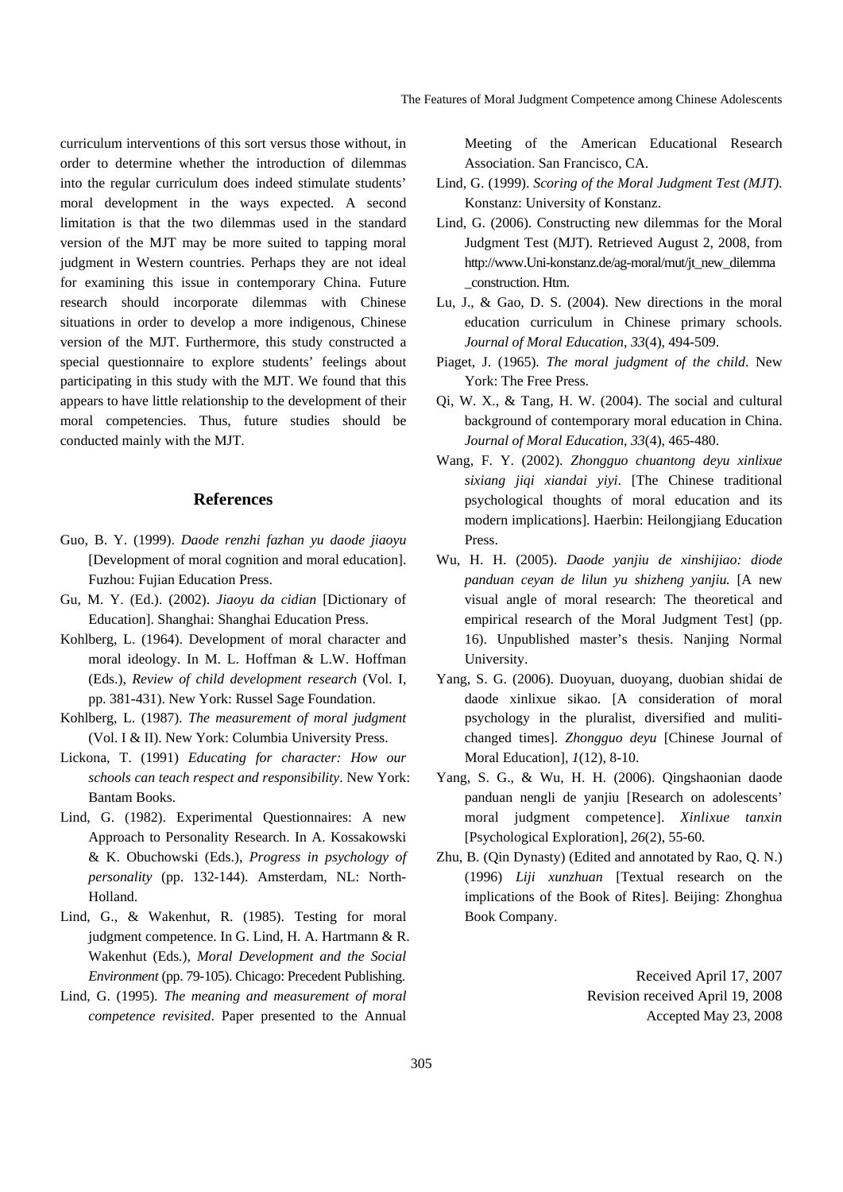curriculum interventions of this sort versus those without, in order to determine whether the introduction of dilemmas into the regular curriculum does indeed stimulate students' moral development in the ways expected. A second limitation is that the two dilemmas used in the standard version of the MJT may be more suited to tapping moral judgment in Western countries. Perhaps they are not ideal for examining this issue in contemporary China. Future research should incorporate dilemmas with Chinese situations in order to develop a more indigenous, Chinese version of the MJT. Furthermore, this study constructed a special questionnaire to explore students' feelings about participating in this study with the MJT. We found that this appears to have little relationship to the development of their moral competencies. Thus, future studies should be conducted mainly with the MJT.

## References

Guo, B. Y. (1999). *Daode renzhi fazhan yu daode jiaoyu* [Development of moral cognition and moral education]. Fuzhou: Fujian Education Press.

Gu, M. Y. (Ed.). (2002). *Jiaoyu da cidian* [Dictionary of Education]. Shanghai: Shanghai Education Press.

Kohlberg, L. (1964). Development of moral character and moral ideology. In M. L. Hoffman & L.W. Hoffman (Eds.), *Review of child development research* (Vol. I, pp. 381-431). New York: Russel Sage Foundation.

Kohlberg, L. (1987). *The measurement of moral judgment* (Vol. I & II). New York: Columbia University Press.

Lickona, T. (1991) *Educating for character: How our schools can teach respect and responsibility*. New York: Bantam Books.

Lind, G. (1982). Experimental Questionnaires: A new Approach to Personality Research. In A. Kossakowski & K. Obuchowski (Eds.), *Progress in psychology of personality* (pp. 132-144). Amsterdam, NL: North-Holland.

Lind, G., & Wakenhut, R. (1985). Testing for moral judgment competence. In G. Lind, H. A. Hartmann & R. Wakenhut (Eds.), *Moral Development and the Social Environment* (pp. 79-105). Chicago: Precedent Publishing.

Lind, G. (1995). *The meaning and measurement of moral competence revisited*. Paper presented to the Annual Meeting of the American Educational Research Association. San Francisco, CA.

Lind, G. (1999). *Scoring of the Moral Judgment Test (MJT)*. Konstanz: University of Konstanz.

Lind, G. (2006). Constructing new dilemmas for the Moral Judgment Test (MJT). Retrieved August 2, 2008, from http://www.Uni-konstanz.de/ag-moral/mut/jt_new_dilemma_construction. Htm.

Lu, J., & Gao, D. S. (2004). New directions in the moral education curriculum in Chinese primary schools. *Journal of Moral Education*, *33*(4), 494-509.

Piaget, J. (1965). *The moral judgment of the child*. New York: The Free Press.

Qi, W. X., & Tang, H. W. (2004). The social and cultural background of contemporary moral education in China. *Journal of Moral Education*, *33*(4), 465-480.

Wang, F. Y. (2002). *Zhongguo chuantong deyu xinlixue sixiang jiqi xiandai yiyi*. [The Chinese traditional psychological thoughts of moral education and its modern implications]. Haerbin: Heilongjiang Education Press.

Wu, H. H. (2005). *Daode yanjiu de xinshijiao: diode panduan ceyan de lilun yu shizheng yanjiu.* [A new visual angle of moral research: The theoretical and empirical research of the Moral Judgment Test] (pp. 16). Unpublished master's thesis. Nanjing Normal University.

Yang, S. G. (2006). Duoyuan, duoyang, duobian shidai de daode xinlixue sikao. [A consideration of moral psychology in the pluralist, diversified and muliti-changed times]. *Zhongguo deyu* [Chinese Journal of Moral Education], *1*(12), 8-10.

Yang, S. G., & Wu, H. H. (2006). Qingshaonian daode panduan nengli de yanjiu [Research on adolescents' moral judgment competence]. *Xinlixue tanxin* [Psychological Exploration], *26*(2), 55-60.

Zhu, B. (Qin Dynasty) (Edited and annotated by Rao, Q. N.) (1996) *Liji xunzhuan* [Textual research on the implications of the Book of Rites]. Beijing: Zhonghua Book Company.

Received April 17, 2007
Revision received April 19, 2008
Accepted May 23, 2008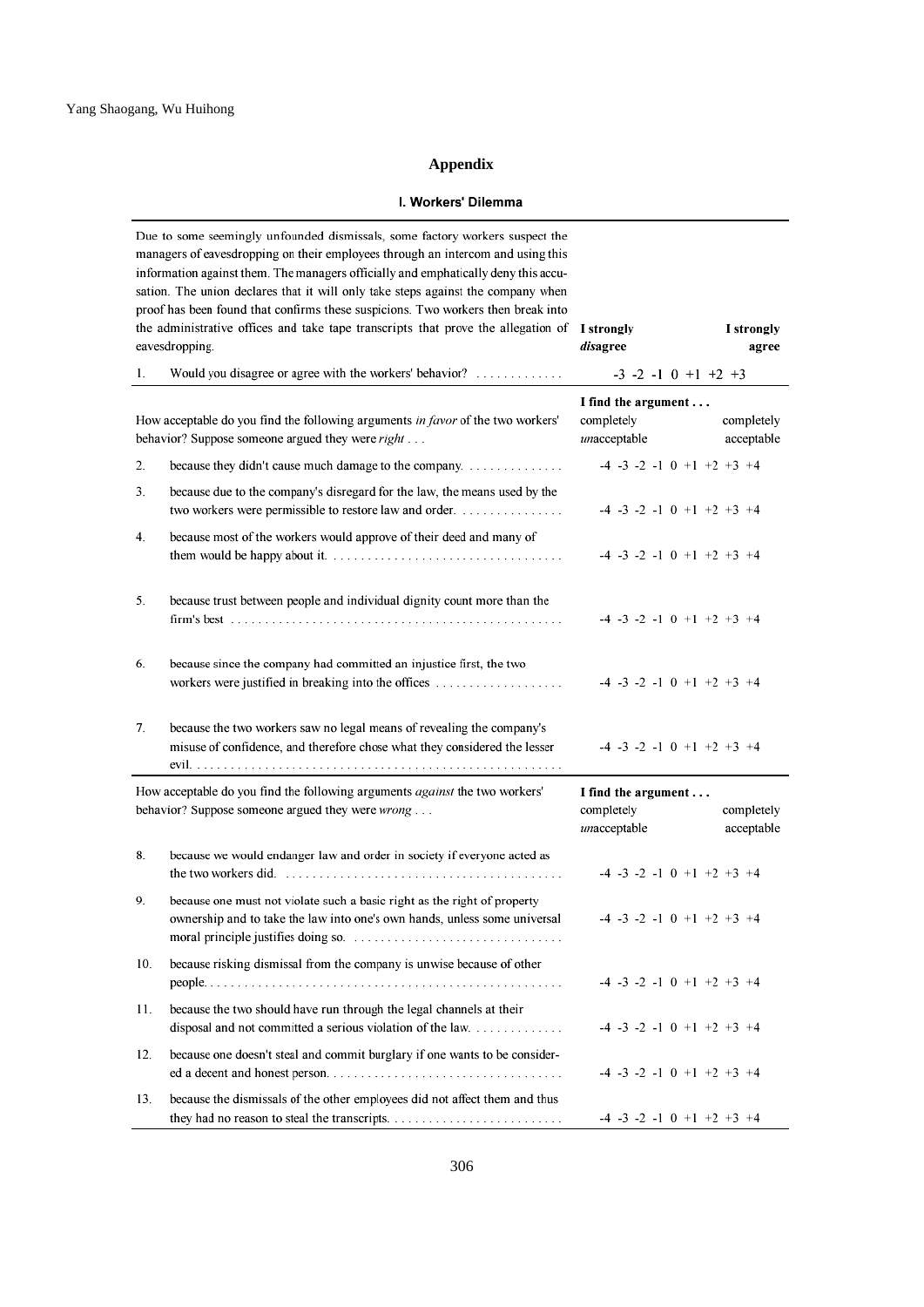## Appendix

### I. Workers' Dilemma

| Due to some seemingly unfounded dismissals, some factory workers suspect the managers of eavesdropping on their employees through an intercom and using this information against them. The managers officially and emphatically deny this accusation. The union declares that it will only take steps against the company when proof has been found that confirms these suspicions. Two workers then break into the administrative offices and take tape transcripts that prove the allegation of eavesdropping. | **I strongly** ***dis*****agree** … **I strongly agree** |
|---|---|
| 1. Would you disagree or agree with the workers' behavior? | -3 -2 -1 0 +1 +2 +3 |

| How acceptable do you find the following arguments *in favor* of the two workers' behavior? Suppose someone argued they were *right* . . . | **I find the argument . . .** completely *un*acceptable … completely acceptable |
|---|---|
| 2. because they didn't cause much damage to the company. | -4 -3 -2 -1 0 +1 +2 +3 +4 |
| 3. because due to the company's disregard for the law, the means used by the two workers were permissible to restore law and order. | -4 -3 -2 -1 0 +1 +2 +3 +4 |
| 4. because most of the workers would approve of their deed and many of them would be happy about it. | -4 -3 -2 -1 0 +1 +2 +3 +4 |
| 5. because trust between people and individual dignity count more than the firm's best | -4 -3 -2 -1 0 +1 +2 +3 +4 |
| 6. because since the company had committed an injustice first, the two workers were justified in breaking into the offices | -4 -3 -2 -1 0 +1 +2 +3 +4 |
| 7. because the two workers saw no legal means of revealing the company's misuse of confidence, and therefore chose what they considered the lesser evil. | -4 -3 -2 -1 0 +1 +2 +3 +4 |

| How acceptable do you find the following arguments *against* the two workers' behavior? Suppose someone argued they were *wrong* . . . | **I find the argument . . .** completely *un*acceptable … completely acceptable |
|---|---|
| 8. because we would endanger law and order in society if everyone acted as the two workers did. | -4 -3 -2 -1 0 +1 +2 +3 +4 |
| 9. because one must not violate such a basic right as the right of property ownership and to take the law into one's own hands, unless some universal moral principle justifies doing so. | -4 -3 -2 -1 0 +1 +2 +3 +4 |
| 10. because risking dismissal from the company is unwise because of other people. | -4 -3 -2 -1 0 +1 +2 +3 +4 |
| 11. because the two should have run through the legal channels at their disposal and not committed a serious violation of the law. | -4 -3 -2 -1 0 +1 +2 +3 +4 |
| 12. because one doesn't steal and commit burglary if one wants to be considered a decent and honest person. | -4 -3 -2 -1 0 +1 +2 +3 +4 |
| 13. because the dismissals of the other employees did not affect them and thus they had no reason to steal the transcripts. | -4 -3 -2 -1 0 +1 +2 +3 +4 |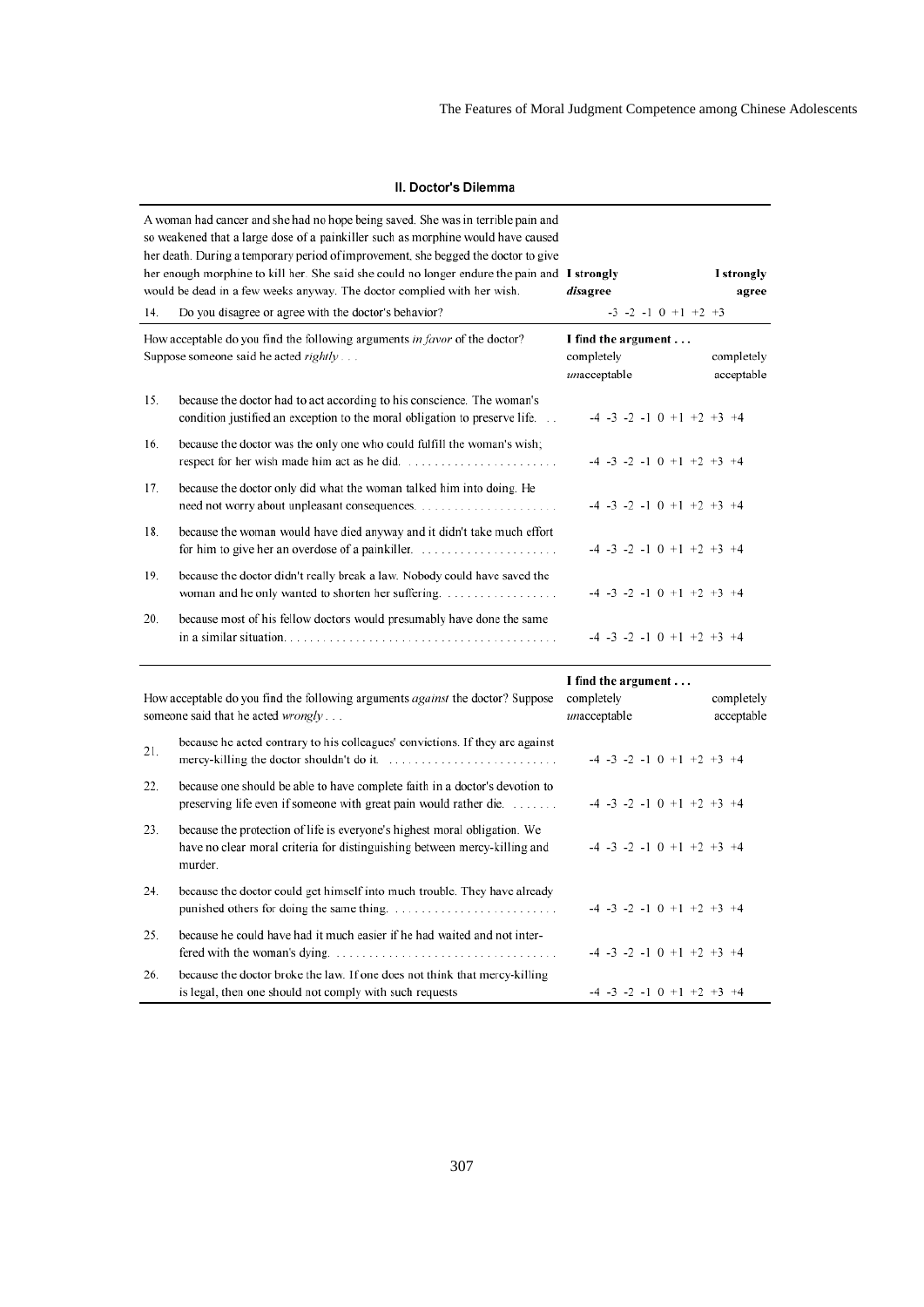### II. Doctor's Dilemma

| | | |
|---|---|---|
| | A woman had cancer and she had no hope being saved. She was in terrible pain and so weakened that a large dose of a painkiller such as morphine would have caused her death. During a temporary period of improvement, she begged the doctor to give her enough morphine to kill her. She said she could no longer endure the pain and would be dead in a few weeks anyway. The doctor complied with her wish. | **I strongly** ***dis*****agree** — **I strongly agree** |
| 14. | Do you disagree or agree with the doctor's behavior? | -3 -2 -1 0 +1 +2 +3 |
| | How acceptable do you find the following arguments *in favor* of the doctor? Suppose someone said he acted *rightly* . . . | **I find the argument . . .** completely *un*acceptable — completely acceptable |
| 15. | because the doctor had to act according to his conscience. The woman's condition justified an exception to the moral obligation to preserve life. . . | -4 -3 -2 -1 0 +1 +2 +3 +4 |
| 16. | because the doctor was the only one who could fulfill the woman's wish; respect for her wish made him act as he did. . . . . . . . . . . . . . . . . . . . . . . | -4 -3 -2 -1 0 +1 +2 +3 +4 |
| 17. | because the doctor only did what the woman talked him into doing. He need not worry about unpleasant consequences. . . . . . . . . . . . . . . . . . . . . | -4 -3 -2 -1 0 +1 +2 +3 +4 |
| 18. | because the woman would have died anyway and it didn't take much effort for him to give her an overdose of a painkiller. . . . . . . . . . . . . . . . . . . . . | -4 -3 -2 -1 0 +1 +2 +3 +4 |
| 19. | because the doctor didn't really break a law. Nobody could have saved the woman and he only wanted to shorten her suffering. . . . . . . . . . . . . . . . . | -4 -3 -2 -1 0 +1 +2 +3 +4 |
| 20. | because most of his fellow doctors would presumably have done the same in a similar situation. . . . . . . . . . . . . . . . . . . . . . . . . . . . . . . . . . . . . . . . | -4 -3 -2 -1 0 +1 +2 +3 +4 |
| | How acceptable do you find the following arguments *against* the doctor? Suppose someone said that he acted *wrongly* . . . | **I find the argument . . .** completely *un*acceptable — completely acceptable |
| 21. | because he acted contrary to his colleagues' convictions. If they are against mercy-killing the doctor shouldn't do it. . . . . . . . . . . . . . . . . . . . . . . . . | -4 -3 -2 -1 0 +1 +2 +3 +4 |
| 22. | because one should be able to have complete faith in a doctor's devotion to preserving life even if someone with great pain would rather die. . . . . . . | -4 -3 -2 -1 0 +1 +2 +3 +4 |
| 23. | because the protection of life is everyone's highest moral obligation. We have no clear moral criteria for distinguishing between mercy-killing and murder. | -4 -3 -2 -1 0 +1 +2 +3 +4 |
| 24. | because the doctor could get himself into much trouble. They have already punished others for doing the same thing. . . . . . . . . . . . . . . . . . . . . . . . . | -4 -3 -2 -1 0 +1 +2 +3 +4 |
| 25. | because he could have had it much easier if he had waited and not interfered with the woman's dying. . . . . . . . . . . . . . . . . . . . . . . . . . . . . . . . . . | -4 -3 -2 -1 0 +1 +2 +3 +4 |
| 26. | because the doctor broke the law. If one does not think that mercy-killing is legal, then one should not comply with such requests | -4 -3 -2 -1 0 +1 +2 +3 +4 |